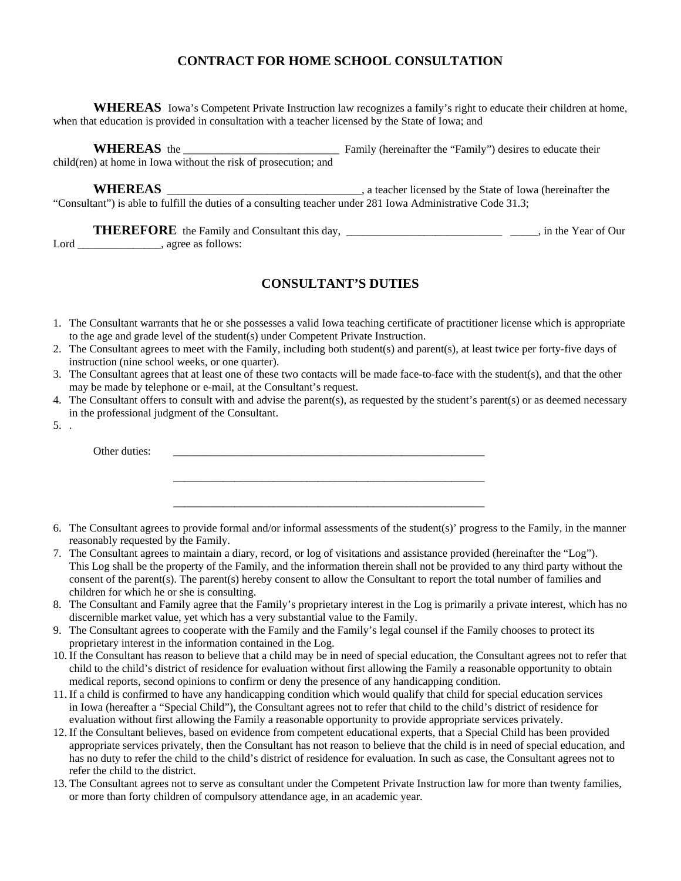# CONTRACT FOR HOME SCHOOL CONSULTATION

**WHEREAS** Iowa's Competent Private Instruction law recognizes a family's right to educate their children at home, when that education is provided in consultation with a teacher licensed by the State of Iowa; and

**WHEREAS** the ___________________________ Family (hereinafter the "Family") desires to educate their child(ren) at home in Iowa without the risk of prosecution; and

**WHEREAS** _________________________________, a teacher licensed by the State of Iowa (hereinafter the "Consultant") is able to fulfill the duties of a consulting teacher under 281 Iowa Administrative Code 31.3;

**THEREFORE** the Family and Consultant this day, ___________________________ _____, in the Year of Our Lord _______________, agree as follows:

## CONSULTANT'S DUTIES

1. The Consultant warrants that he or she possesses a valid Iowa teaching certificate of practitioner license which is appropriate to the age and grade level of the student(s) under Competent Private Instruction.
2. The Consultant agrees to meet with the Family, including both student(s) and parent(s), at least twice per forty-five days of instruction (nine school weeks, or one quarter).
3. The Consultant agrees that at least one of these two contacts will be made face-to-face with the student(s), and that the other may be made by telephone or e-mail, at the Consultant's request.
4. The Consultant offers to consult with and advise the parent(s), as requested by the student's parent(s) or as deemed necessary in the professional judgment of the Consultant.
5. .

   Other duties: _________________________________________________________

   _________________________________________________________

   _________________________________________________________

6. The Consultant agrees to provide formal and/or informal assessments of the student(s)' progress to the Family, in the manner reasonably requested by the Family.
7. The Consultant agrees to maintain a diary, record, or log of visitations and assistance provided (hereinafter the "Log"). This Log shall be the property of the Family, and the information therein shall not be provided to any third party without the consent of the parent(s). The parent(s) hereby consent to allow the Consultant to report the total number of families and children for which he or she is consulting.
8. The Consultant and Family agree that the Family's proprietary interest in the Log is primarily a private interest, which has no discernible market value, yet which has a very substantial value to the Family.
9. The Consultant agrees to cooperate with the Family and the Family's legal counsel if the Family chooses to protect its proprietary interest in the information contained in the Log.
10. If the Consultant has reason to believe that a child may be in need of special education, the Consultant agrees not to refer that child to the child's district of residence for evaluation without first allowing the Family a reasonable opportunity to obtain medical reports, second opinions to confirm or deny the presence of any handicapping condition.
11. If a child is confirmed to have any handicapping condition which would qualify that child for special education services in Iowa (hereafter a "Special Child"), the Consultant agrees not to refer that child to the child's district of residence for evaluation without first allowing the Family a reasonable opportunity to provide appropriate services privately.
12. If the Consultant believes, based on evidence from competent educational experts, that a Special Child has been provided appropriate services privately, then the Consultant has not reason to believe that the child is in need of special education, and has no duty to refer the child to the child's district of residence for evaluation. In such as case, the Consultant agrees not to refer the child to the district.
13. The Consultant agrees not to serve as consultant under the Competent Private Instruction law for more than twenty families, or more than forty children of compulsory attendance age, in an academic year.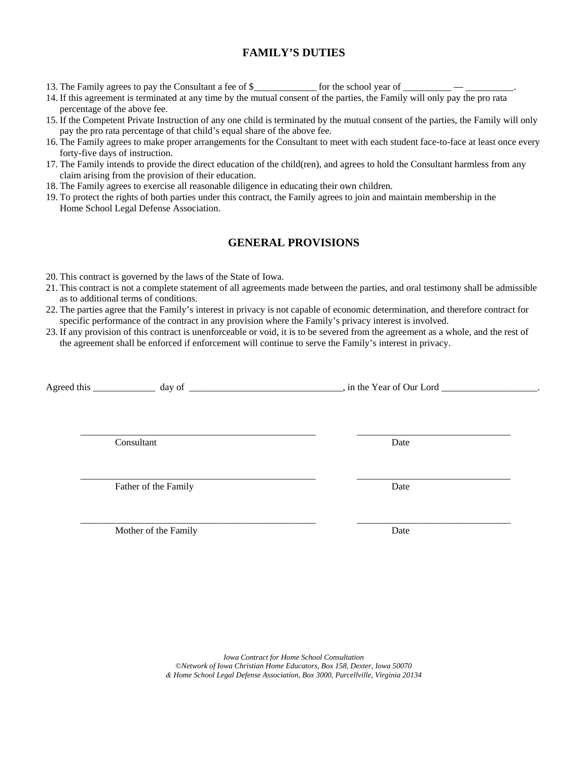## FAMILY'S DUTIES

13. The Family agrees to pay the Consultant a fee of $_____________ for the school year of __________ — __________.
14. If this agreement is terminated at any time by the mutual consent of the parties, the Family will only pay the pro rata percentage of the above fee.
15. If the Competent Private Instruction of any one child is terminated by the mutual consent of the parties, the Family will only pay the pro rata percentage of that child's equal share of the above fee.
16. The Family agrees to make proper arrangements for the Consultant to meet with each student face-to-face at least once every forty-five days of instruction.
17. The Family intends to provide the direct education of the child(ren), and agrees to hold the Consultant harmless from any claim arising from the provision of their education.
18. The Family agrees to exercise all reasonable diligence in educating their own children.
19. To protect the rights of both parties under this contract, the Family agrees to join and maintain membership in the Home School Legal Defense Association.

## GENERAL PROVISIONS

20. This contract is governed by the laws of the State of Iowa.
21. This contract is not a complete statement of all agreements made between the parties, and oral testimony shall be admissible as to additional terms of conditions.
22. The parties agree that the Family's interest in privacy is not capable of economic determination, and therefore contract for specific performance of the contract in any provision where the Family's privacy interest is involved.
23. If any provision of this contract is unenforceable or void, it is to be severed from the agreement as a whole, and the rest of the agreement shall be enforced if enforcement will continue to serve the Family's interest in privacy.

Agreed this _____________ day of ________________________________, in the Year of Our Lord ____________________.

__________________________________________________ ________________________________
Consultant Date

__________________________________________________ ________________________________
Father of the Family Date

__________________________________________________ ________________________________
Mother of the Family Date

*Iowa Contract for Home School Consultation*
*©Network of Iowa Christian Home Educators, Box 158, Dexter, Iowa 50070*
*& Home School Legal Defense Association, Box 3000, Purcellville, Virginia 20134*